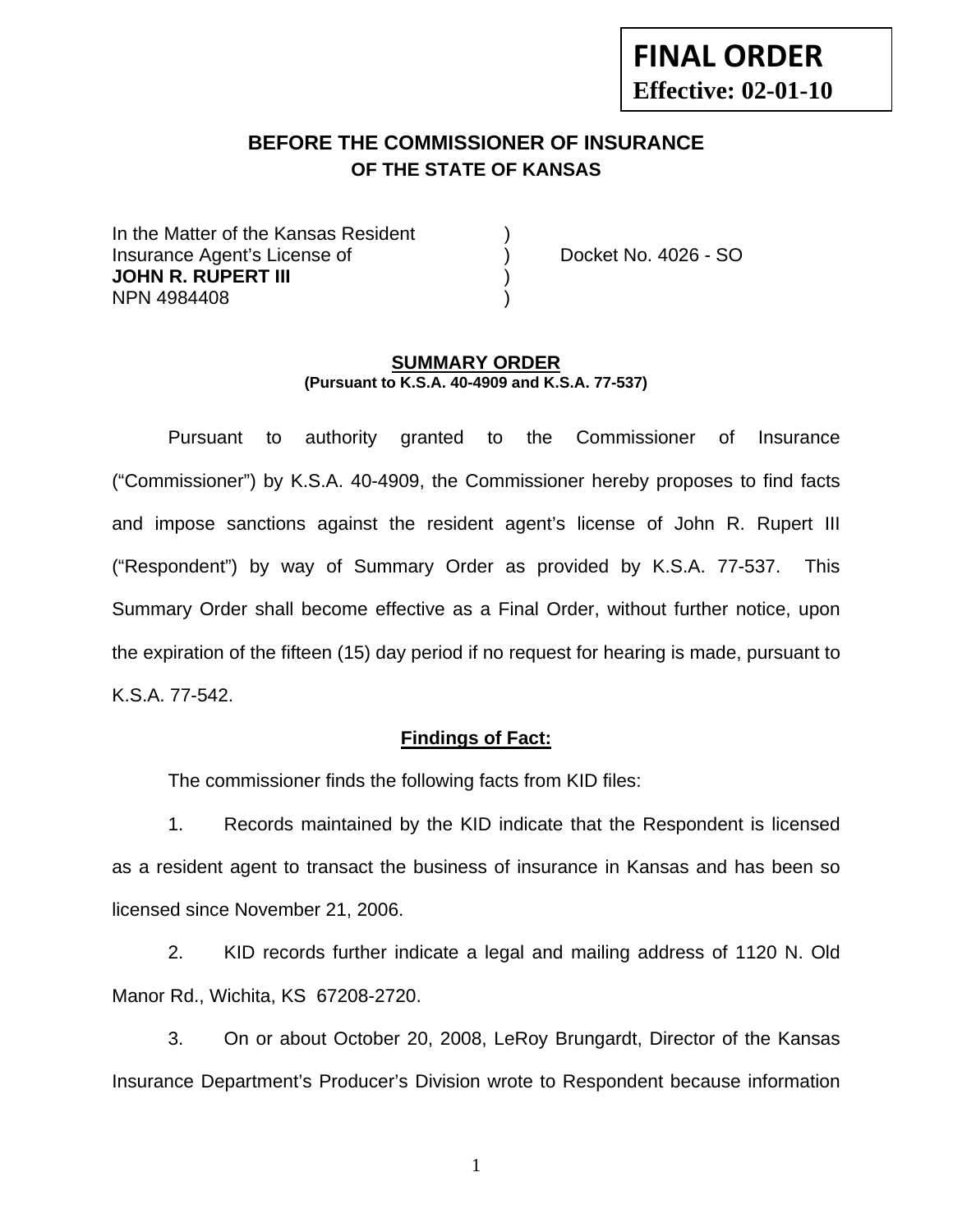**FINAL ORDER**
**Effective: 02-01-10**

## BEFORE THE COMMISSIONER OF INSURANCE
### OF THE STATE OF KANSAS

In the Matter of the Kansas Resident )
Insurance Agent's License of ) Docket No. 4026 - SO
**JOHN R. RUPERT III** )
NPN 4984408 )

### SUMMARY ORDER
**(Pursuant to K.S.A. 40-4909 and K.S.A. 77-537)**

Pursuant to authority granted to the Commissioner of Insurance ("Commissioner") by K.S.A. 40-4909, the Commissioner hereby proposes to find facts and impose sanctions against the resident agent's license of John R. Rupert III ("Respondent") by way of Summary Order as provided by K.S.A. 77-537. This Summary Order shall become effective as a Final Order, without further notice, upon the expiration of the fifteen (15) day period if no request for hearing is made, pursuant to K.S.A. 77-542.

**Findings of Fact:**

The commissioner finds the following facts from KID files:

1. Records maintained by the KID indicate that the Respondent is licensed as a resident agent to transact the business of insurance in Kansas and has been so licensed since November 21, 2006.

2. KID records further indicate a legal and mailing address of 1120 N. Old Manor Rd., Wichita, KS 67208-2720.

3. On or about October 20, 2008, LeRoy Brungardt, Director of the Kansas Insurance Department's Producer's Division wrote to Respondent because information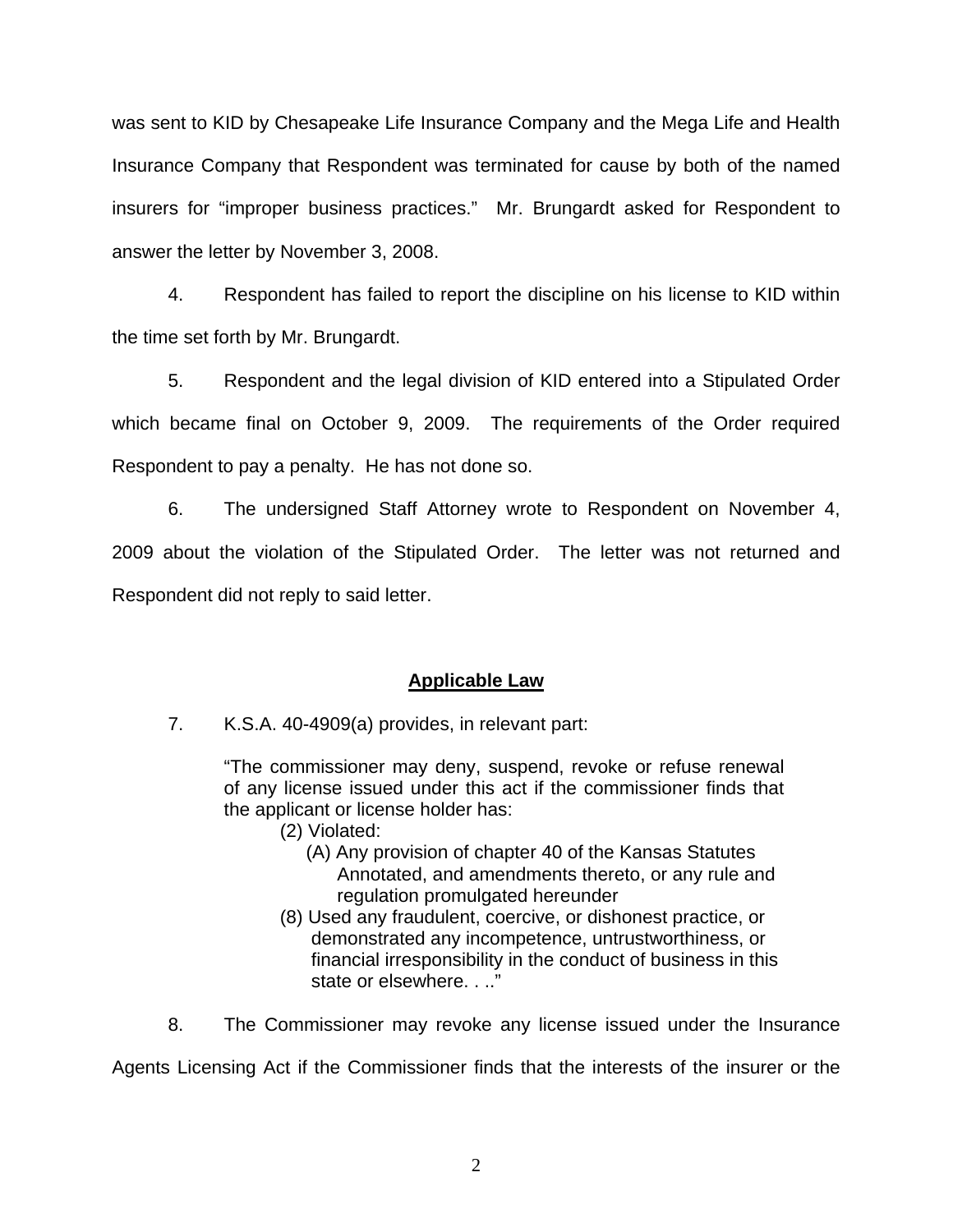was sent to KID by Chesapeake Life Insurance Company and the Mega Life and Health Insurance Company that Respondent was terminated for cause by both of the named insurers for "improper business practices." Mr. Brungardt asked for Respondent to answer the letter by November 3, 2008.

4. Respondent has failed to report the discipline on his license to KID within the time set forth by Mr. Brungardt.

5. Respondent and the legal division of KID entered into a Stipulated Order which became final on October 9, 2009. The requirements of the Order required Respondent to pay a penalty. He has not done so.

6. The undersigned Staff Attorney wrote to Respondent on November 4, 2009 about the violation of the Stipulated Order. The letter was not returned and Respondent did not reply to said letter.

## Applicable Law

7. K.S.A. 40-4909(a) provides, in relevant part:

> "The commissioner may deny, suspend, revoke or refuse renewal of any license issued under this act if the commissioner finds that the applicant or license holder has:
>
> (2) Violated:
>
> (A) Any provision of chapter 40 of the Kansas Statutes Annotated, and amendments thereto, or any rule and regulation promulgated hereunder
>
> (8) Used any fraudulent, coercive, or dishonest practice, or demonstrated any incompetence, untrustworthiness, or financial irresponsibility in the conduct of business in this state or elsewhere. . .."

8. The Commissioner may revoke any license issued under the Insurance Agents Licensing Act if the Commissioner finds that the interests of the insurer or the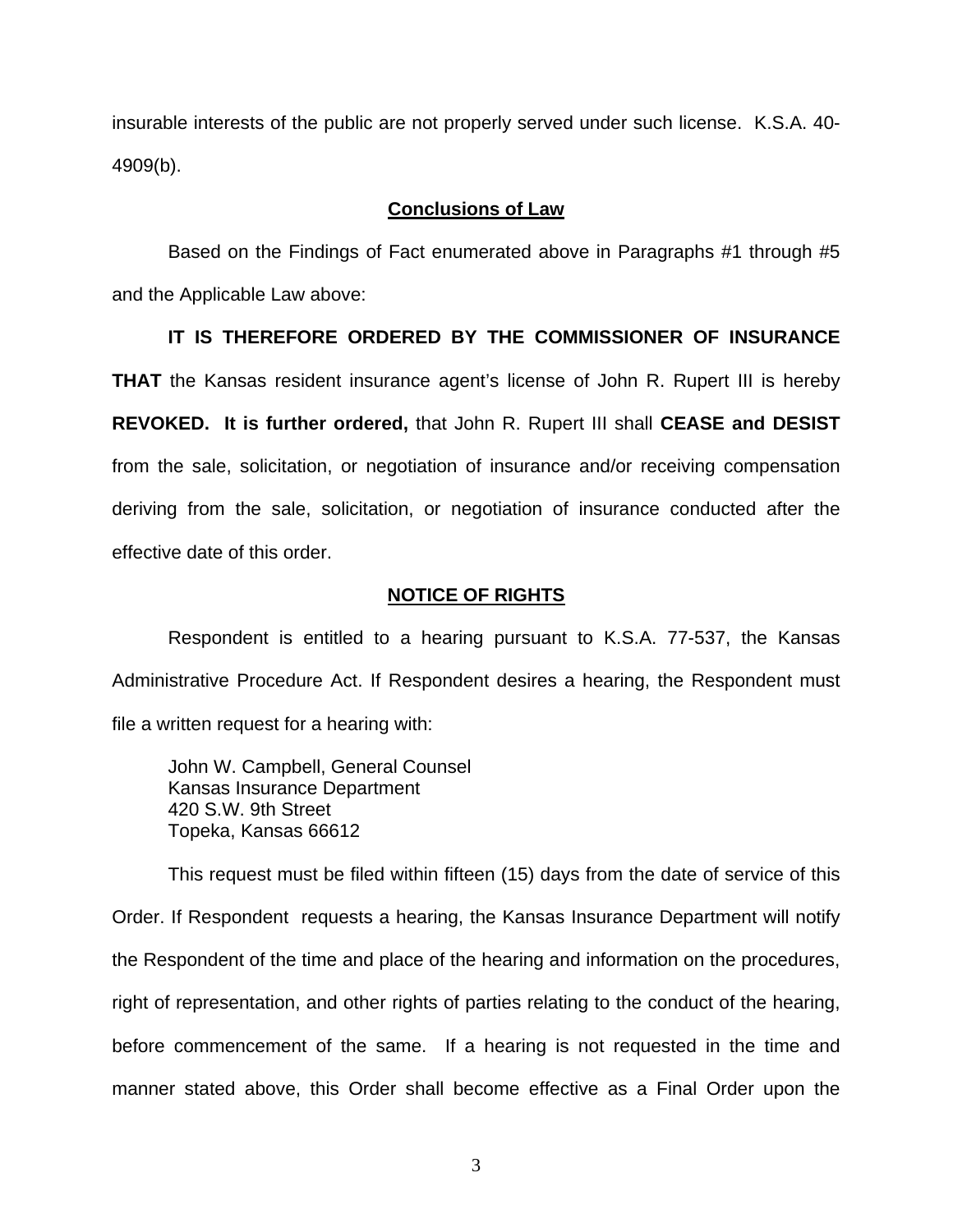insurable interests of the public are not properly served under such license. K.S.A. 40-4909(b).

## **Conclusions of Law**

Based on the Findings of Fact enumerated above in Paragraphs #1 through #5 and the Applicable Law above:

**IT IS THEREFORE ORDERED BY THE COMMISSIONER OF INSURANCE THAT** the Kansas resident insurance agent's license of John R. Rupert III is hereby **REVOKED. It is further ordered,** that John R. Rupert III shall **CEASE and DESIST** from the sale, solicitation, or negotiation of insurance and/or receiving compensation deriving from the sale, solicitation, or negotiation of insurance conducted after the effective date of this order.

## **NOTICE OF RIGHTS**

Respondent is entitled to a hearing pursuant to K.S.A. 77-537, the Kansas Administrative Procedure Act. If Respondent desires a hearing, the Respondent must file a written request for a hearing with:

John W. Campbell, General Counsel
Kansas Insurance Department
420 S.W. 9th Street
Topeka, Kansas 66612

This request must be filed within fifteen (15) days from the date of service of this Order. If Respondent requests a hearing, the Kansas Insurance Department will notify the Respondent of the time and place of the hearing and information on the procedures, right of representation, and other rights of parties relating to the conduct of the hearing, before commencement of the same. If a hearing is not requested in the time and manner stated above, this Order shall become effective as a Final Order upon the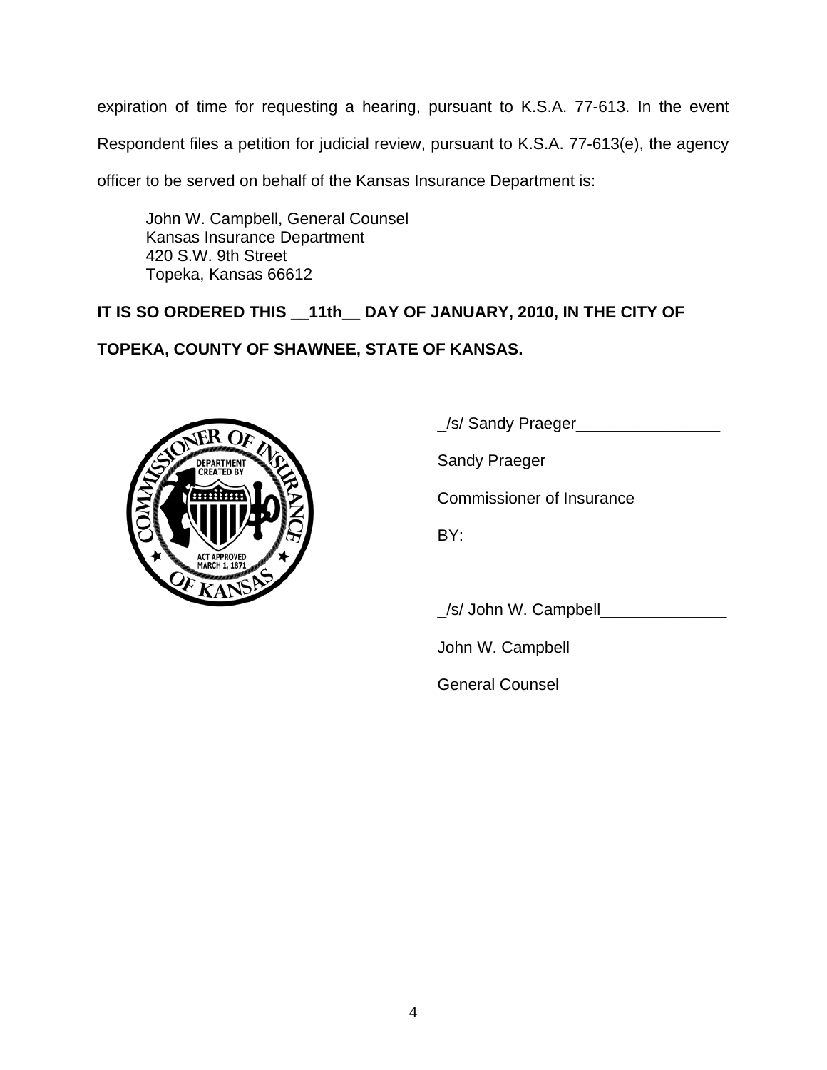expiration of time for requesting a hearing, pursuant to K.S.A. 77-613. In the event Respondent files a petition for judicial review, pursuant to K.S.A. 77-613(e), the agency officer to be served on behalf of the Kansas Insurance Department is:

John W. Campbell, General Counsel
Kansas Insurance Department
420 S.W. 9th Street
Topeka, Kansas 66612

**IT IS SO ORDERED THIS __11th__ DAY OF JANUARY, 2010, IN THE CITY OF TOPEKA, COUNTY OF SHAWNEE, STATE OF KANSAS.**

_/s/ Sandy Praeger________________

Sandy Praeger

Commissioner of Insurance

BY:

_/s/ John W. Campbell______________

John W. Campbell

General Counsel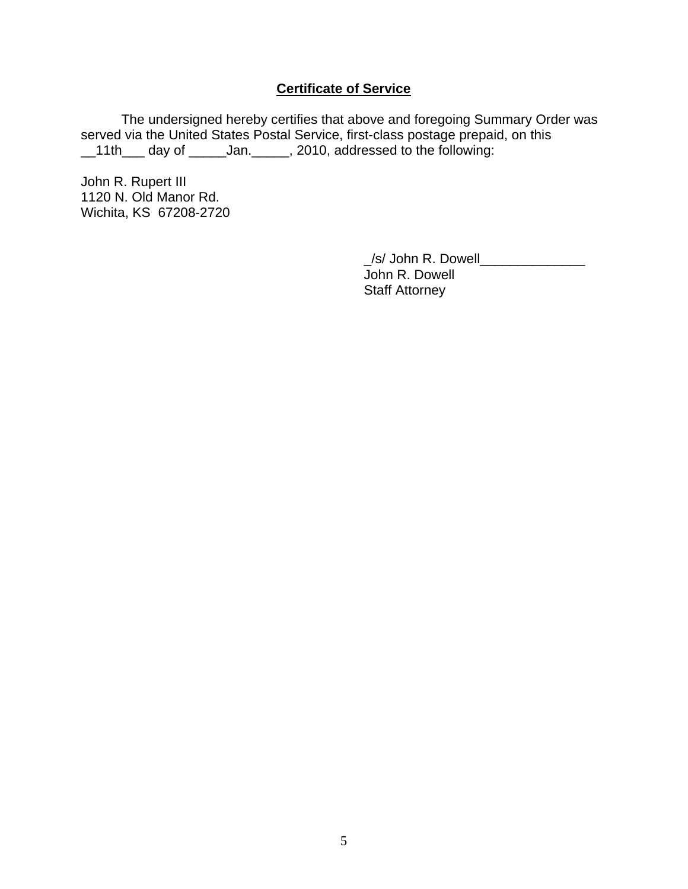**Certificate of Service**

The undersigned hereby certifies that above and foregoing Summary Order was served via the United States Postal Service, first-class postage prepaid, on this __11th___ day of _____Jan._____, 2010, addressed to the following:

John R. Rupert III
1120 N. Old Manor Rd.
Wichita, KS 67208-2720

_/s/ John R. Dowell______________
John R. Dowell
Staff Attorney